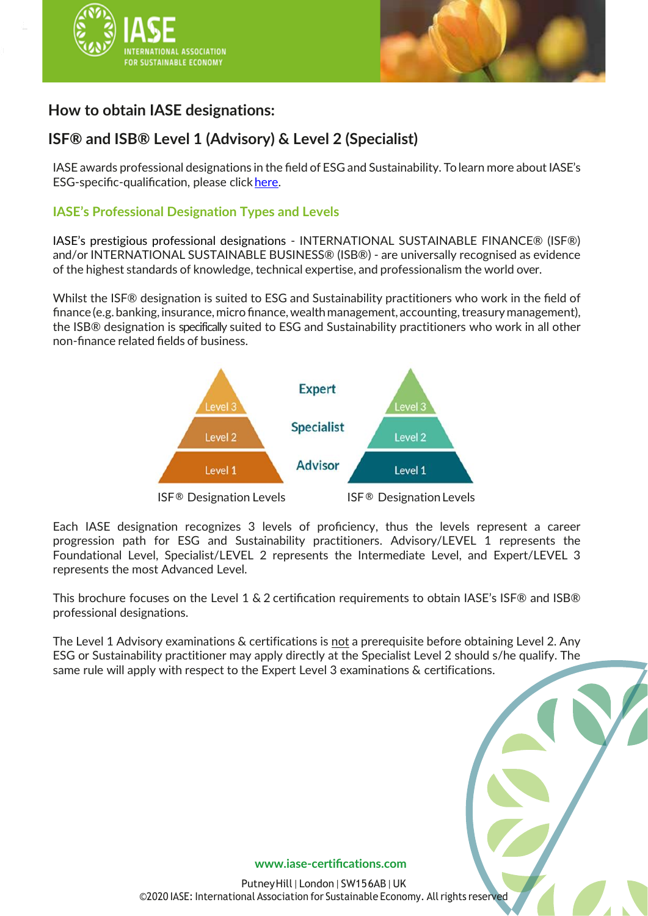# How to obtain IASE designations:

## ISF® and ISB® Level 1 (Advisory) & Level 2 (Specialist)

IASE awards professional designations in the field of ESG and Sustainability. To learn more about IASE's ESG-specific-qualification, please click here.

### IASE's Professional Designation Types and Levels

IASE's prestigious professional designations - INTERNATIONAL SUSTAINABLE FINANCE® (ISF®) and/or INTERNATIONAL SUSTAINABLE BUSINESS® (ISB®) - are universally recognised as evidence of the highest standards of knowledge, technical expertise, and professionalism the world over.

Whilst the ISF® designation is suited to ESG and Sustainability practitioners who work in the field of finance (e.g. banking, insurance, micro finance, wealth management, accounting, treasury management), the ISB® designation is specifically suited to ESG and Sustainability practitioners who work in all other non-finance related fields of business.

| ISF® Designation Levels | | ISF® Designation Levels |
|---|---|---|
| Level 3 | Expert | Level 3 |
| Level 2 | Specialist | Level 2 |
| Level 1 | Advisor | Level 1 |

Each IASE designation recognizes 3 levels of proficiency, thus the levels represent a career progression path for ESG and Sustainability practitioners. Advisory/LEVEL 1 represents the Foundational Level, Specialist/LEVEL 2 represents the Intermediate Level, and Expert/LEVEL 3 represents the most Advanced Level.

This brochure focuses on the Level 1 & 2 certification requirements to obtain IASE's ISF® and ISB® professional designations.

The Level 1 Advisory examinations & certifications is not a prerequisite before obtaining Level 2. Any ESG or Sustainability practitioner may apply directly at the Specialist Level 2 should s/he qualify. The same rule will apply with respect to the Expert Level 3 examinations & certifications.

www.iase-certifications.com

Putney Hill | London | SW15 6AB | UK
©2020 IASE: International Association for Sustainable Economy. All rights reserved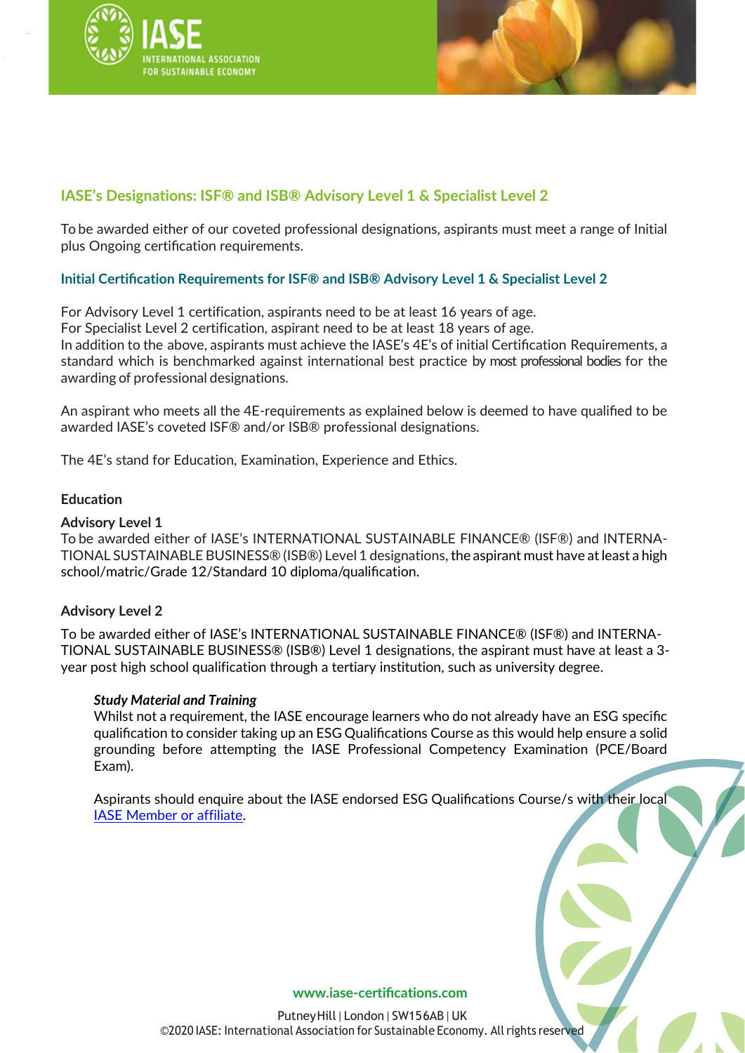## IASE's Designations: ISF® and ISB® Advisory Level 1 & Specialist Level 2

To be awarded either of our coveted professional designations, aspirants must meet a range of Initial plus Ongoing certification requirements.

### Initial Certification Requirements for ISF® and ISB® Advisory Level 1 & Specialist Level 2

For Advisory Level 1 certification, aspirants need to be at least 16 years of age.
For Specialist Level 2 certification, aspirant need to be at least 18 years of age.
In addition to the above, aspirants must achieve the IASE's 4E's of initial Certification Requirements, a standard which is benchmarked against international best practice by most professional bodies for the awarding of professional designations.

An aspirant who meets all the 4E-requirements as explained below is deemed to have qualified to be awarded IASE's coveted ISF® and/or ISB® professional designations.

The 4E's stand for Education, Examination, Experience and Ethics.

**Education**

**Advisory Level 1**
To be awarded either of IASE's INTERNATIONAL SUSTAINABLE FINANCE® (ISF®) and INTERNATIONAL SUSTAINABLE BUSINESS® (ISB®) Level 1 designations, the aspirant must have at least a high school/matric/Grade 12/Standard 10 diploma/qualification.

**Advisory Level 2**

To be awarded either of IASE's INTERNATIONAL SUSTAINABLE FINANCE® (ISF®) and INTERNATIONAL SUSTAINABLE BUSINESS® (ISB®) Level 1 designations, the aspirant must have at least a 3-year post high school qualification through a tertiary institution, such as university degree.

> ***Study Material and Training***
> Whilst not a requirement, the IASE encourage learners who do not already have an ESG specific qualification to consider taking up an ESG Qualifications Course as this would help ensure a solid grounding before attempting the IASE Professional Competency Examination (PCE/Board Exam).
>
> Aspirants should enquire about the IASE endorsed ESG Qualifications Course/s with their local IASE Member or affiliate.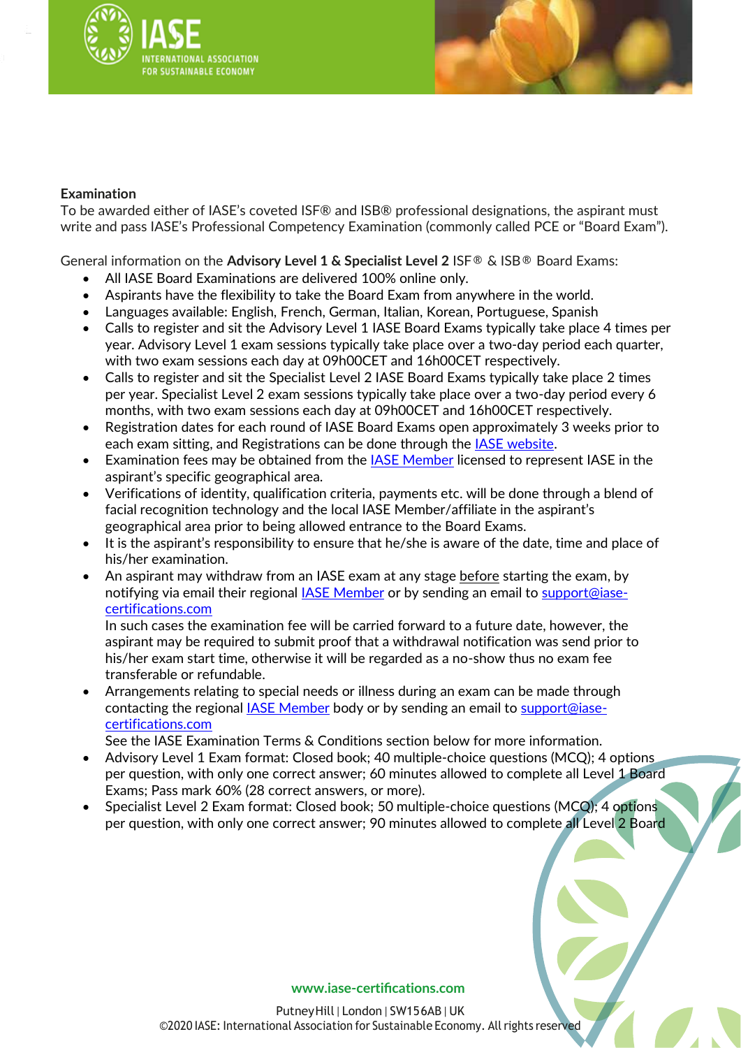**Examination**

To be awarded either of IASE's coveted ISF® and ISB® professional designations, the aspirant must write and pass IASE's Professional Competency Examination (commonly called PCE or "Board Exam").

General information on the **Advisory Level 1 & Specialist Level 2** ISF® & ISB® Board Exams:

- All IASE Board Examinations are delivered 100% online only.
- Aspirants have the flexibility to take the Board Exam from anywhere in the world.
- Languages available: English, French, German, Italian, Korean, Portuguese, Spanish
- Calls to register and sit the Advisory Level 1 IASE Board Exams typically take place 4 times per year. Advisory Level 1 exam sessions typically take place over a two-day period each quarter, with two exam sessions each day at 09h00CET and 16h00CET respectively.
- Calls to register and sit the Specialist Level 2 IASE Board Exams typically take place 2 times per year. Specialist Level 2 exam sessions typically take place over a two-day period every 6 months, with two exam sessions each day at 09h00CET and 16h00CET respectively.
- Registration dates for each round of IASE Board Exams open approximately 3 weeks prior to each exam sitting, and Registrations can be done through the [IASE website](#).
- Examination fees may be obtained from the [IASE Member](#) licensed to represent IASE in the aspirant's specific geographical area.
- Verifications of identity, qualification criteria, payments etc. will be done through a blend of facial recognition technology and the local IASE Member/affiliate in the aspirant's geographical area prior to being allowed entrance to the Board Exams.
- It is the aspirant's responsibility to ensure that he/she is aware of the date, time and place of his/her examination.
- An aspirant may withdraw from an IASE exam at any stage before starting the exam, by notifying via email their regional [IASE Member](#) or by sending an email to support@iase-certifications.com
  In such cases the examination fee will be carried forward to a future date, however, the aspirant may be required to submit proof that a withdrawal notification was send prior to his/her exam start time, otherwise it will be regarded as a no-show thus no exam fee transferable or refundable.
- Arrangements relating to special needs or illness during an exam can be made through contacting the regional [IASE Member](#) body or by sending an email to support@iase-certifications.com
  See the IASE Examination Terms & Conditions section below for more information.
- Advisory Level 1 Exam format: Closed book; 40 multiple-choice questions (MCQ); 4 options per question, with only one correct answer; 60 minutes allowed to complete all Level 1 Board Exams; Pass mark 60% (28 correct answers, or more).
- Specialist Level 2 Exam format: Closed book; 50 multiple-choice questions (MCQ); 4 options per question, with only one correct answer; 90 minutes allowed to complete all Level 2 Board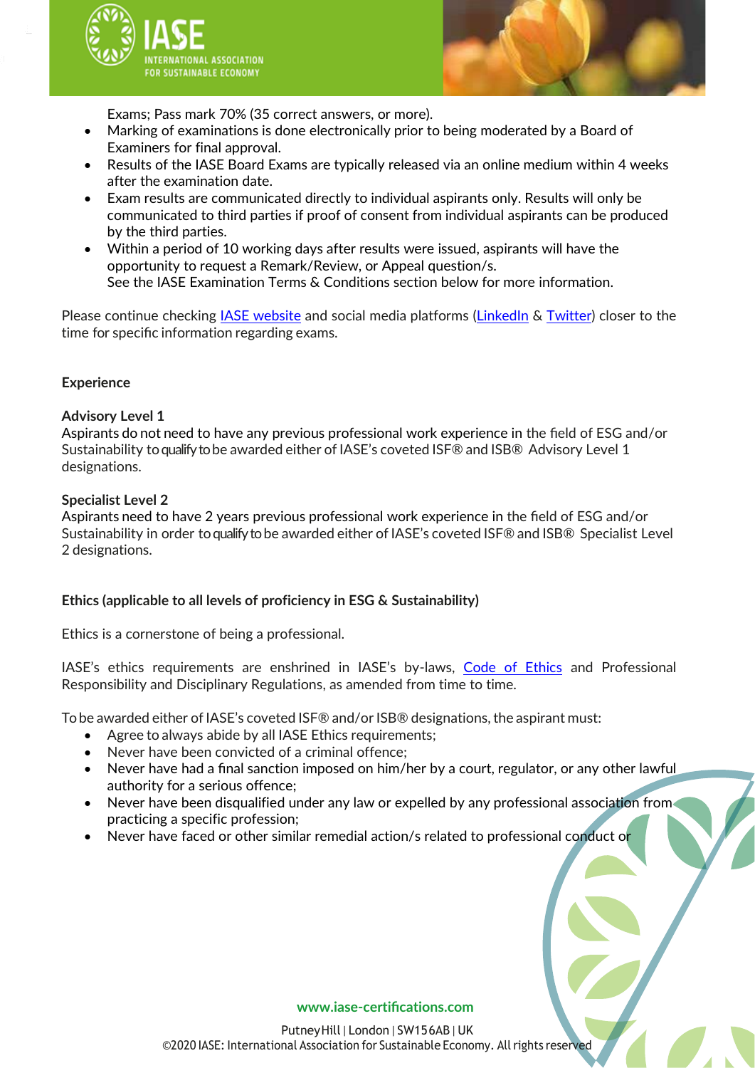Exams; Pass mark 70% (35 correct answers, or more).

- Marking of examinations is done electronically prior to being moderated by a Board of Examiners for final approval.
- Results of the IASE Board Exams are typically released via an online medium within 4 weeks after the examination date.
- Exam results are communicated directly to individual aspirants only. Results will only be communicated to third parties if proof of consent from individual aspirants can be produced by the third parties.
- Within a period of 10 working days after results were issued, aspirants will have the opportunity to request a Remark/Review, or Appeal question/s.
  See the IASE Examination Terms & Conditions section below for more information.

Please continue checking IASE website and social media platforms (LinkedIn & Twitter) closer to the time for specific information regarding exams.

**Experience**

**Advisory Level 1**
Aspirants do not need to have any previous professional work experience in the field of ESG and/or Sustainability to qualify to be awarded either of IASE's coveted ISF® and ISB® Advisory Level 1 designations.

**Specialist Level 2**
Aspirants need to have 2 years previous professional work experience in the field of ESG and/or Sustainability in order to qualify to be awarded either of IASE's coveted ISF® and ISB® Specialist Level 2 designations.

**Ethics (applicable to all levels of proficiency in ESG & Sustainability)**

Ethics is a cornerstone of being a professional.

IASE's ethics requirements are enshrined in IASE's by-laws, Code of Ethics and Professional Responsibility and Disciplinary Regulations, as amended from time to time.

To be awarded either of IASE's coveted ISF® and/or ISB® designations, the aspirant must:

- Agree to always abide by all IASE Ethics requirements;
- Never have been convicted of a criminal offence;
- Never have had a final sanction imposed on him/her by a court, regulator, or any other lawful authority for a serious offence;
- Never have been disqualified under any law or expelled by any professional association from practicing a specific profession;
- Never have faced or other similar remedial action/s related to professional conduct or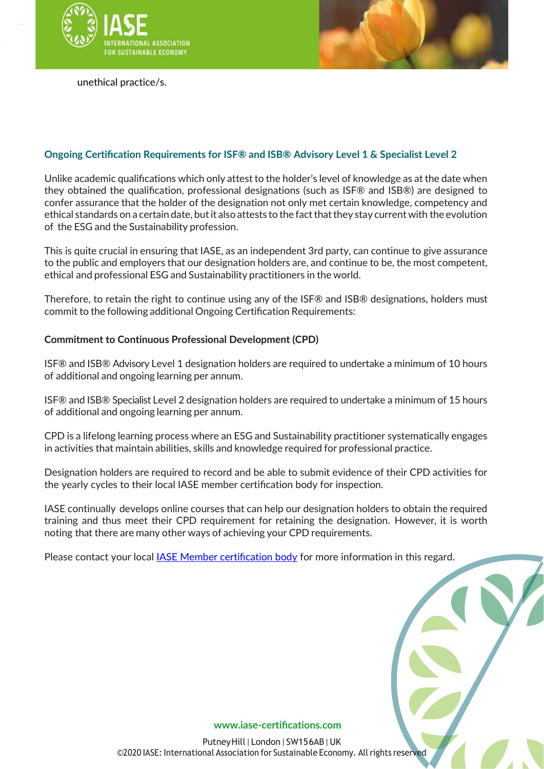unethical practice/s.

## Ongoing Certification Requirements for ISF® and ISB® Advisory Level 1 & Specialist Level 2

Unlike academic qualifications which only attest to the holder's level of knowledge as at the date when they obtained the qualification, professional designations (such as ISF® and ISB®) are designed to confer assurance that the holder of the designation not only met certain knowledge, competency and ethical standards on a certain date, but it also attests to the fact that they stay current with the evolution of the ESG and the Sustainability profession.

This is quite crucial in ensuring that IASE, as an independent 3rd party, can continue to give assurance to the public and employers that our designation holders are, and continue to be, the most competent, ethical and professional ESG and Sustainability practitioners in the world.

Therefore, to retain the right to continue using any of the ISF® and ISB® designations, holders must commit to the following additional Ongoing Certification Requirements:

### Commitment to Continuous Professional Development (CPD)

ISF® and ISB® Advisory Level 1 designation holders are required to undertake a minimum of 10 hours of additional and ongoing learning per annum.

ISF® and ISB® Specialist Level 2 designation holders are required to undertake a minimum of 15 hours of additional and ongoing learning per annum.

CPD is a lifelong learning process where an ESG and Sustainability practitioner systematically engages in activities that maintain abilities, skills and knowledge required for professional practice.

Designation holders are required to record and be able to submit evidence of their CPD activities for the yearly cycles to their local IASE member certification body for inspection.

IASE continually develops online courses that can help our designation holders to obtain the required training and thus meet their CPD requirement for retaining the designation. However, it is worth noting that there are many other ways of achieving your CPD requirements.

Please contact your local IASE Member certification body for more information in this regard.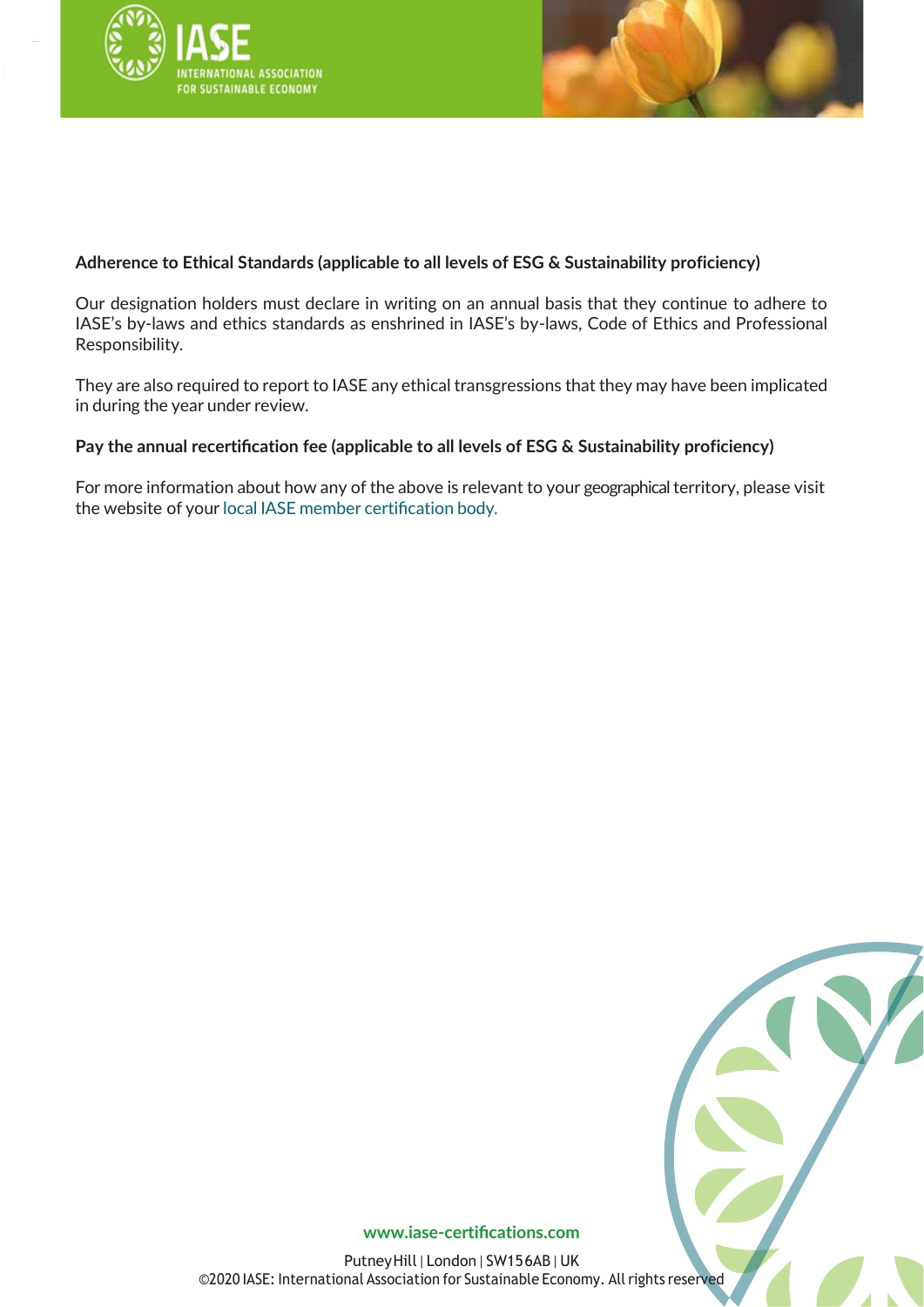**Adherence to Ethical Standards (applicable to all levels of ESG & Sustainability proficiency)**

Our designation holders must declare in writing on an annual basis that they continue to adhere to IASE's by-laws and ethics standards as enshrined in IASE's by-laws, Code of Ethics and Professional Responsibility.

They are also required to report to IASE any ethical transgressions that they may have been implicated in during the year under review.

**Pay the annual recertification fee (applicable to all levels of ESG & Sustainability proficiency)**

For more information about how any of the above is relevant to your geographical territory, please visit the website of your local IASE member certification body.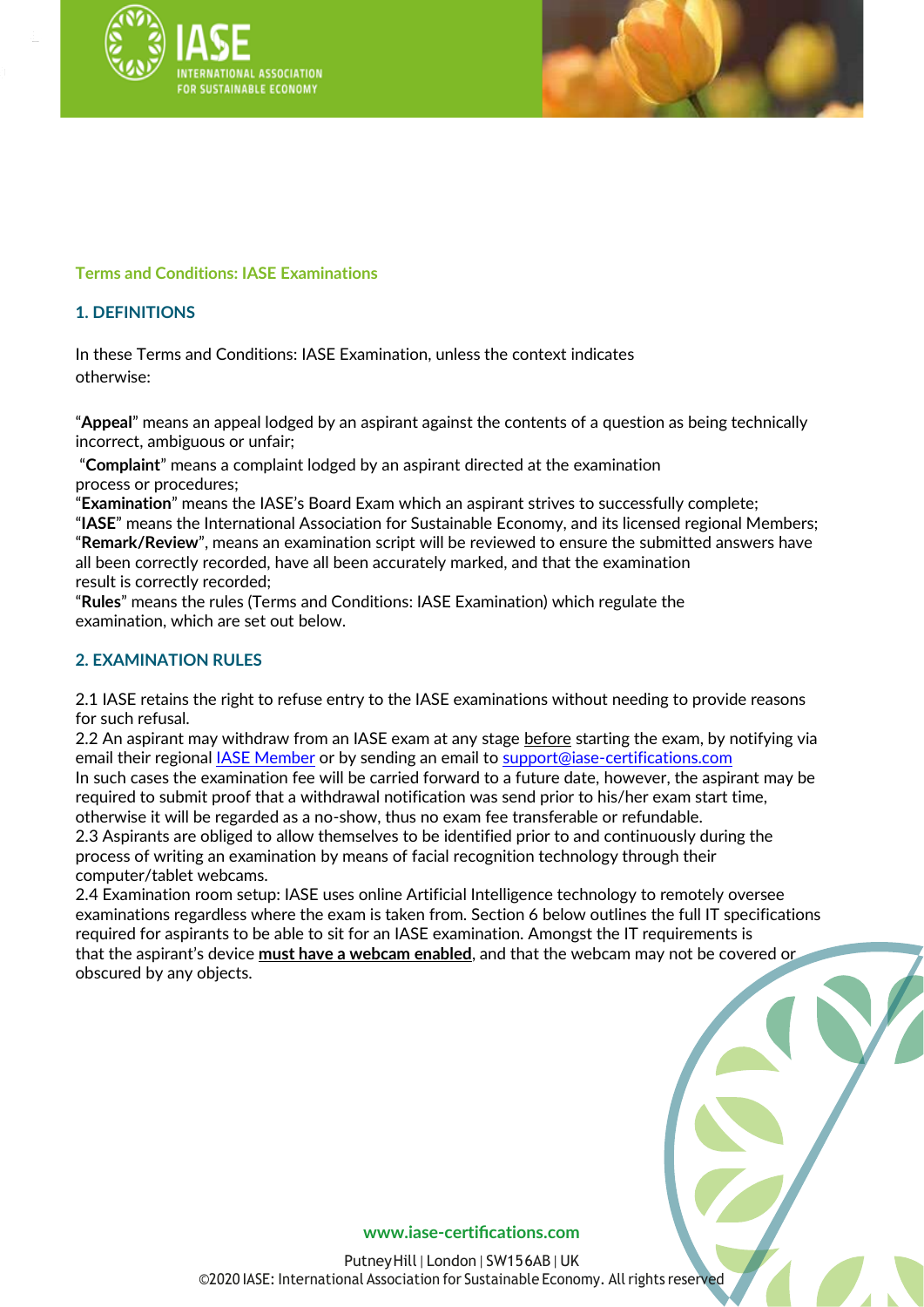## Terms and Conditions: IASE Examinations

### 1. DEFINITIONS

In these Terms and Conditions: IASE Examination, unless the context indicates otherwise:

"**Appeal**" means an appeal lodged by an aspirant against the contents of a question as being technically incorrect, ambiguous or unfair;
"**Complaint**" means a complaint lodged by an aspirant directed at the examination process or procedures;
"**Examination**" means the IASE's Board Exam which an aspirant strives to successfully complete;
"**IASE**" means the International Association for Sustainable Economy, and its licensed regional Members;
"**Remark/Review**", means an examination script will be reviewed to ensure the submitted answers have all been correctly recorded, have all been accurately marked, and that the examination result is correctly recorded;
"**Rules**" means the rules (Terms and Conditions: IASE Examination) which regulate the examination, which are set out below.

### 2. EXAMINATION RULES

2.1 IASE retains the right to refuse entry to the IASE examinations without needing to provide reasons for such refusal.
2.2 An aspirant may withdraw from an IASE exam at any stage before starting the exam, by notifying via email their regional IASE Member or by sending an email to support@iase-certifications.com
In such cases the examination fee will be carried forward to a future date, however, the aspirant may be required to submit proof that a withdrawal notification was send prior to his/her exam start time, otherwise it will be regarded as a no-show, thus no exam fee transferable or refundable.
2.3 Aspirants are obliged to allow themselves to be identified prior to and continuously during the process of writing an examination by means of facial recognition technology through their computer/tablet webcams.
2.4 Examination room setup: IASE uses online Artificial Intelligence technology to remotely oversee examinations regardless where the exam is taken from. Section 6 below outlines the full IT specifications required for aspirants to be able to sit for an IASE examination. Amongst the IT requirements is that the aspirant's device **must have a webcam enabled**, and that the webcam may not be covered or obscured by any objects.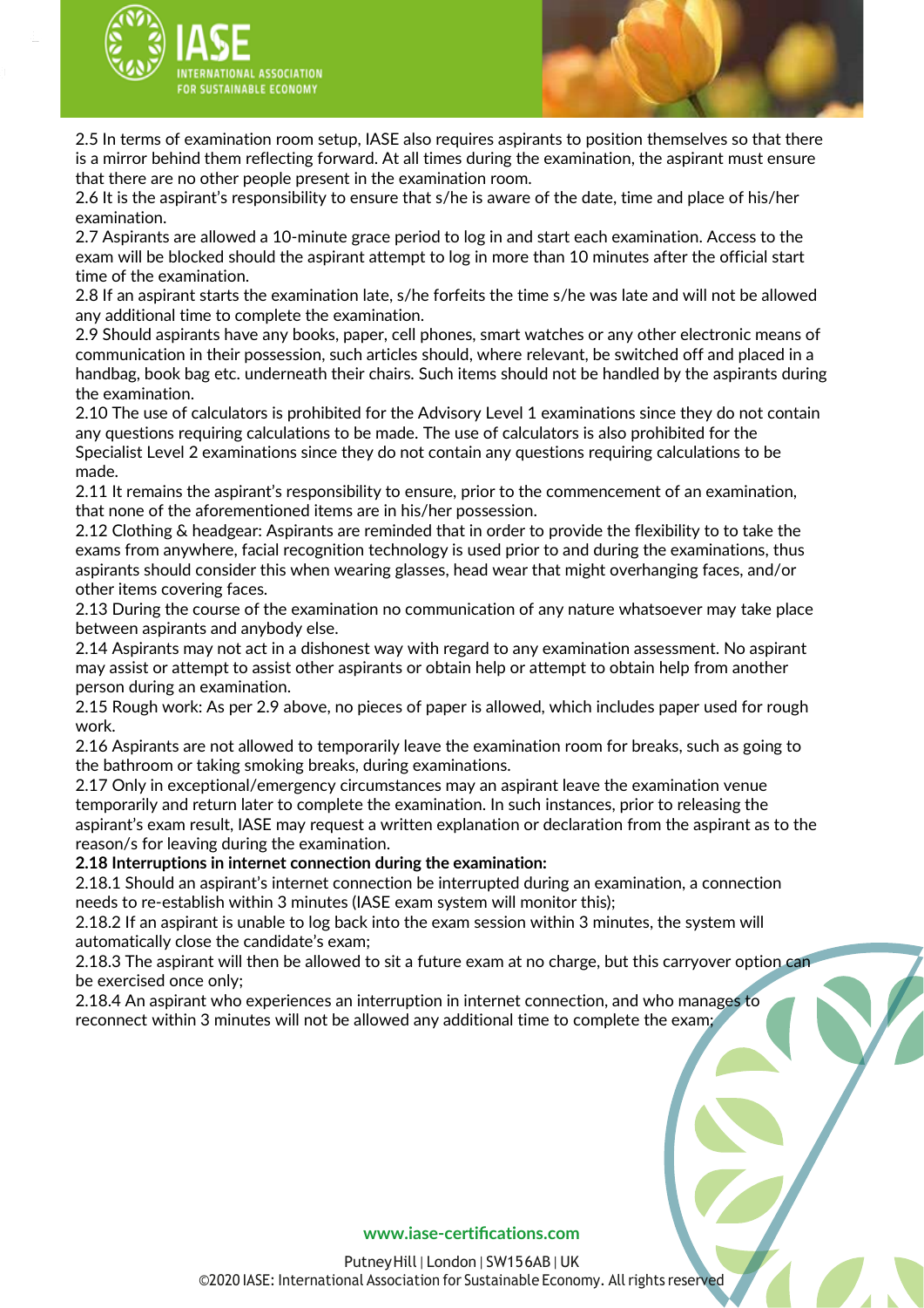2.5 In terms of examination room setup, IASE also requires aspirants to position themselves so that there is a mirror behind them reflecting forward. At all times during the examination, the aspirant must ensure that there are no other people present in the examination room.

2.6 It is the aspirant's responsibility to ensure that s/he is aware of the date, time and place of his/her examination.

2.7 Aspirants are allowed a 10-minute grace period to log in and start each examination. Access to the exam will be blocked should the aspirant attempt to log in more than 10 minutes after the official start time of the examination.

2.8 If an aspirant starts the examination late, s/he forfeits the time s/he was late and will not be allowed any additional time to complete the examination.

2.9 Should aspirants have any books, paper, cell phones, smart watches or any other electronic means of communication in their possession, such articles should, where relevant, be switched off and placed in a handbag, book bag etc. underneath their chairs. Such items should not be handled by the aspirants during the examination.

2.10 The use of calculators is prohibited for the Advisory Level 1 examinations since they do not contain any questions requiring calculations to be made. The use of calculators is also prohibited for the Specialist Level 2 examinations since they do not contain any questions requiring calculations to be made.

2.11 It remains the aspirant's responsibility to ensure, prior to the commencement of an examination, that none of the aforementioned items are in his/her possession.

2.12 Clothing & headgear: Aspirants are reminded that in order to provide the flexibility to to take the exams from anywhere, facial recognition technology is used prior to and during the examinations, thus aspirants should consider this when wearing glasses, head wear that might overhanging faces, and/or other items covering faces.

2.13 During the course of the examination no communication of any nature whatsoever may take place between aspirants and anybody else.

2.14 Aspirants may not act in a dishonest way with regard to any examination assessment. No aspirant may assist or attempt to assist other aspirants or obtain help or attempt to obtain help from another person during an examination.

2.15 Rough work: As per 2.9 above, no pieces of paper is allowed, which includes paper used for rough work.

2.16 Aspirants are not allowed to temporarily leave the examination room for breaks, such as going to the bathroom or taking smoking breaks, during examinations.

2.17 Only in exceptional/emergency circumstances may an aspirant leave the examination venue temporarily and return later to complete the examination. In such instances, prior to releasing the aspirant's exam result, IASE may request a written explanation or declaration from the aspirant as to the reason/s for leaving during the examination.

**2.18 Interruptions in internet connection during the examination:**

2.18.1 Should an aspirant's internet connection be interrupted during an examination, a connection needs to re-establish within 3 minutes (IASE exam system will monitor this);

2.18.2 If an aspirant is unable to log back into the exam session within 3 minutes, the system will automatically close the candidate's exam;

2.18.3 The aspirant will then be allowed to sit a future exam at no charge, but this carryover option can be exercised once only;

2.18.4 An aspirant who experiences an interruption in internet connection, and who manages to reconnect within 3 minutes will not be allowed any additional time to complete the exam;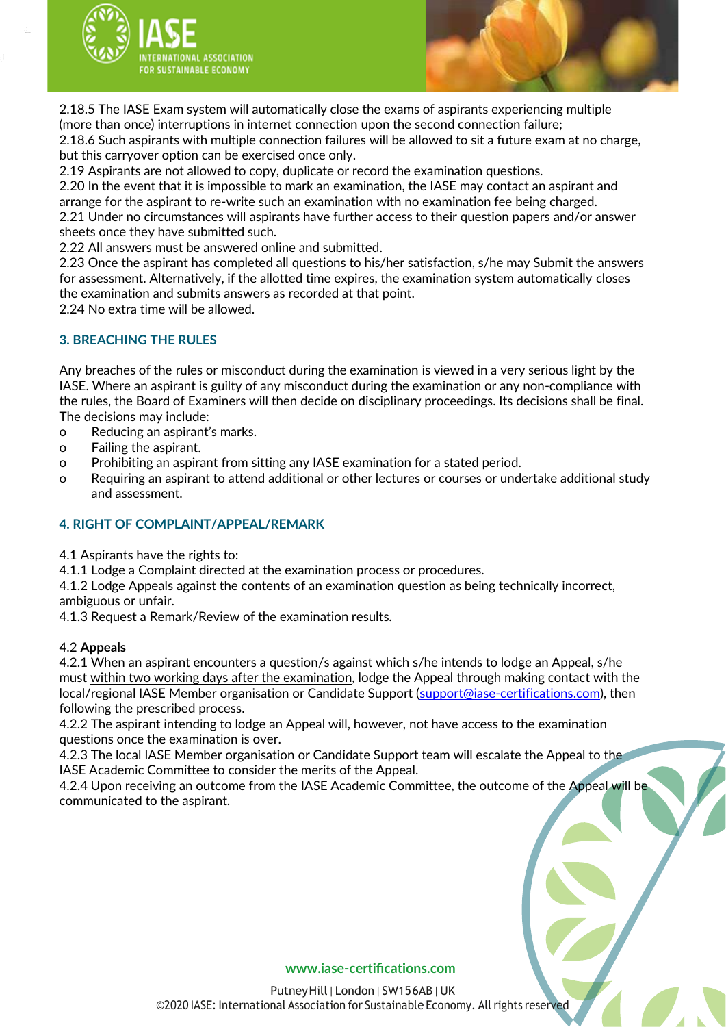2.18.5 The IASE Exam system will automatically close the exams of aspirants experiencing multiple (more than once) interruptions in internet connection upon the second connection failure;

2.18.6 Such aspirants with multiple connection failures will be allowed to sit a future exam at no charge, but this carryover option can be exercised once only.

2.19 Aspirants are not allowed to copy, duplicate or record the examination questions.

2.20 In the event that it is impossible to mark an examination, the IASE may contact an aspirant and arrange for the aspirant to re-write such an examination with no examination fee being charged.

2.21 Under no circumstances will aspirants have further access to their question papers and/or answer sheets once they have submitted such.

2.22 All answers must be answered online and submitted.

2.23 Once the aspirant has completed all questions to his/her satisfaction, s/he may Submit the answers for assessment. Alternatively, if the allotted time expires, the examination system automatically closes the examination and submits answers as recorded at that point.

2.24 No extra time will be allowed.

## 3. BREACHING THE RULES

Any breaches of the rules or misconduct during the examination is viewed in a very serious light by the IASE. Where an aspirant is guilty of any misconduct during the examination or any non-compliance with the rules, the Board of Examiners will then decide on disciplinary proceedings. Its decisions shall be final. The decisions may include:

- Reducing an aspirant's marks.
- Failing the aspirant.
- Prohibiting an aspirant from sitting any IASE examination for a stated period.
- Requiring an aspirant to attend additional or other lectures or courses or undertake additional study and assessment.

## 4. RIGHT OF COMPLAINT/APPEAL/REMARK

4.1 Aspirants have the rights to:

4.1.1 Lodge a Complaint directed at the examination process or procedures.

4.1.2 Lodge Appeals against the contents of an examination question as being technically incorrect, ambiguous or unfair.

4.1.3 Request a Remark/Review of the examination results.

4.2 **Appeals**

4.2.1 When an aspirant encounters a question/s against which s/he intends to lodge an Appeal, s/he must within two working days after the examination, lodge the Appeal through making contact with the local/regional IASE Member organisation or Candidate Support (support@iase-certifications.com), then following the prescribed process.

4.2.2 The aspirant intending to lodge an Appeal will, however, not have access to the examination questions once the examination is over.

4.2.3 The local IASE Member organisation or Candidate Support team will escalate the Appeal to the IASE Academic Committee to consider the merits of the Appeal.

4.2.4 Upon receiving an outcome from the IASE Academic Committee, the outcome of the Appeal will be communicated to the aspirant.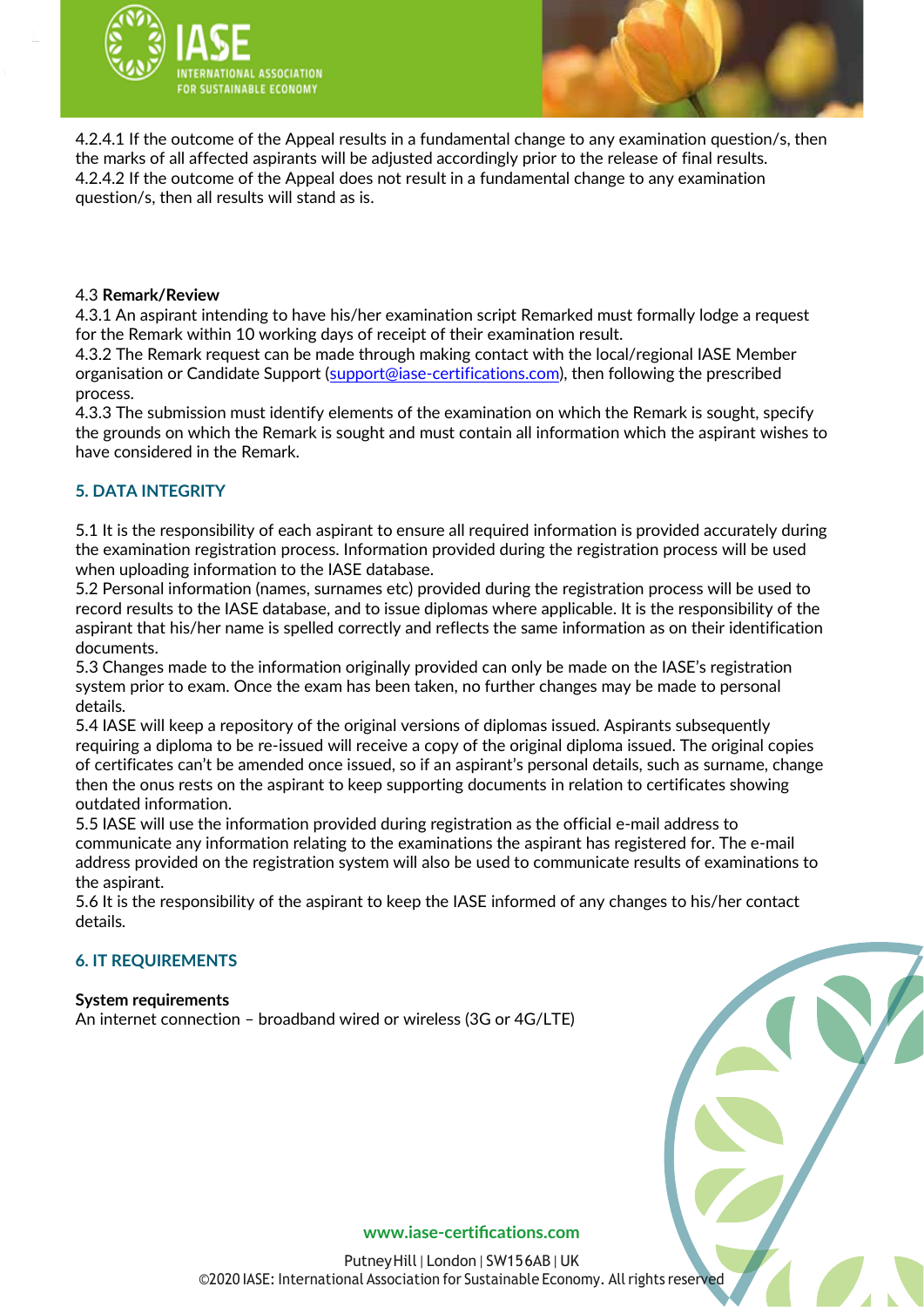4.2.4.1 If the outcome of the Appeal results in a fundamental change to any examination question/s, then the marks of all affected aspirants will be adjusted accordingly prior to the release of final results.
4.2.4.2 If the outcome of the Appeal does not result in a fundamental change to any examination question/s, then all results will stand as is.

4.3 **Remark/Review**
4.3.1 An aspirant intending to have his/her examination script Remarked must formally lodge a request for the Remark within 10 working days of receipt of their examination result.
4.3.2 The Remark request can be made through making contact with the local/regional IASE Member organisation or Candidate Support (support@iase-certifications.com), then following the prescribed process.
4.3.3 The submission must identify elements of the examination on which the Remark is sought, specify the grounds on which the Remark is sought and must contain all information which the aspirant wishes to have considered in the Remark.

## 5. DATA INTEGRITY

5.1 It is the responsibility of each aspirant to ensure all required information is provided accurately during the examination registration process. Information provided during the registration process will be used when uploading information to the IASE database.
5.2 Personal information (names, surnames etc) provided during the registration process will be used to record results to the IASE database, and to issue diplomas where applicable. It is the responsibility of the aspirant that his/her name is spelled correctly and reflects the same information as on their identification documents.
5.3 Changes made to the information originally provided can only be made on the IASE's registration system prior to exam. Once the exam has been taken, no further changes may be made to personal details.
5.4 IASE will keep a repository of the original versions of diplomas issued. Aspirants subsequently requiring a diploma to be re-issued will receive a copy of the original diploma issued. The original copies of certificates can't be amended once issued, so if an aspirant's personal details, such as surname, change then the onus rests on the aspirant to keep supporting documents in relation to certificates showing outdated information.
5.5 IASE will use the information provided during registration as the official e-mail address to communicate any information relating to the examinations the aspirant has registered for. The e-mail address provided on the registration system will also be used to communicate results of examinations to the aspirant.
5.6 It is the responsibility of the aspirant to keep the IASE informed of any changes to his/her contact details.

## 6. IT REQUIREMENTS

**System requirements**
An internet connection – broadband wired or wireless (3G or 4G/LTE)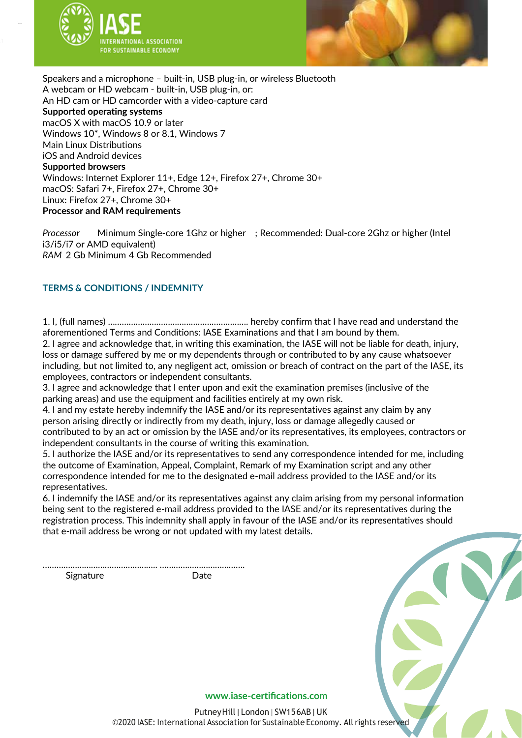Speakers and a microphone – built-in, USB plug-in, or wireless Bluetooth
A webcam or HD webcam - built-in, USB plug-in, or:
An HD cam or HD camcorder with a video-capture card

**Supported operating systems**

macOS X with macOS 10.9 or later
Windows 10*, Windows 8 or 8.1, Windows 7
Main Linux Distributions
iOS and Android devices

**Supported browsers**

Windows: Internet Explorer 11+, Edge 12+, Firefox 27+, Chrome 30+
macOS: Safari 7+, Firefox 27+, Chrome 30+
Linux: Firefox 27+, Chrome 30+

**Processor and RAM requirements**

*Processor* Minimum Single-core 1Ghz or higher ; Recommended: Dual-core 2Ghz or higher (Intel i3/i5/i7 or AMD equivalent)
*RAM* 2 Gb Minimum 4 Gb Recommended

## TERMS & CONDITIONS / INDEMNITY

1. I, (full names) ............................................................ hereby confirm that I have read and understand the aforementioned Terms and Conditions: IASE Examinations and that I am bound by them.
2. I agree and acknowledge that, in writing this examination, the IASE will not be liable for death, injury, loss or damage suffered by me or my dependents through or contributed to by any cause whatsoever including, but not limited to, any negligent act, omission or breach of contract on the part of the IASE, its employees, contractors or independent consultants.
3. I agree and acknowledge that I enter upon and exit the examination premises (inclusive of the parking areas) and use the equipment and facilities entirely at my own risk.
4. I and my estate hereby indemnify the IASE and/or its representatives against any claim by any person arising directly or indirectly from my death, injury, loss or damage allegedly caused or contributed to by an act or omission by the IASE and/or its representatives, its employees, contractors or independent consultants in the course of writing this examination.
5. I authorize the IASE and/or its representatives to send any correspondence intended for me, including the outcome of Examination, Appeal, Complaint, Remark of my Examination script and any other correspondence intended for me to the designated e-mail address provided to the IASE and/or its representatives.
6. I indemnify the IASE and/or its representatives against any claim arising from my personal information being sent to the registered e-mail address provided to the IASE and/or its representatives during the registration process. This indemnity shall apply in favour of the IASE and/or its representatives should that e-mail address be wrong or not updated with my latest details.

.................................................. ....................................
Signature Date